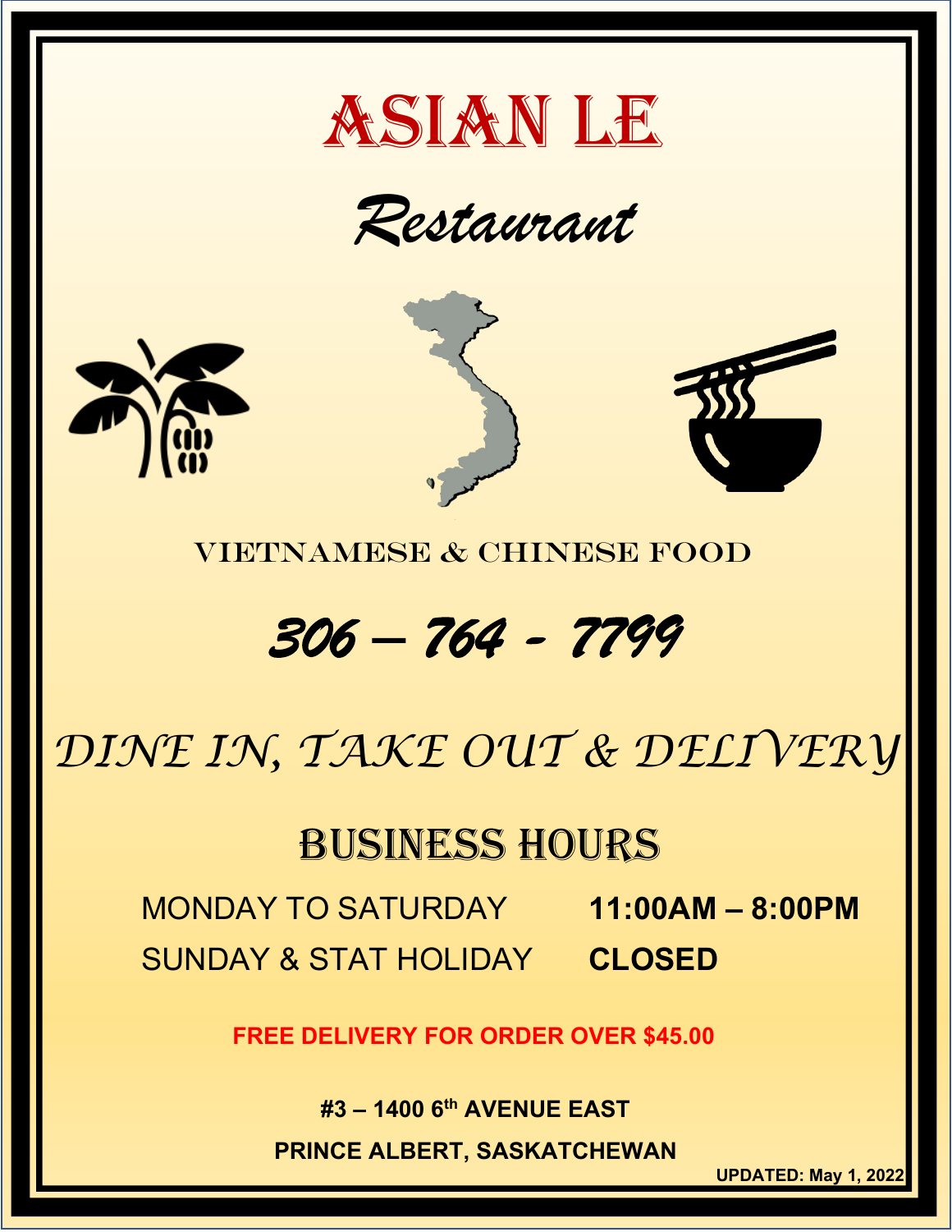# ASIAN LE

## *Restaurant*

VIETNAMESE & CHINESE FOOD

## *306 – 764 - 7799*

## *DINE IN, TAKE OUT & DELIVERY*

## BUSINESS HOURS

| | |
|---|---|
| MONDAY TO SATURDAY | **11:00AM – 8:00PM** |
| SUNDAY & STAT HOLIDAY | **CLOSED** |

**FREE DELIVERY FOR ORDER OVER $45.00**

**#3 – 1400 6th AVENUE EAST**

**PRINCE ALBERT, SASKATCHEWAN**

**UPDATED: May 1, 2022**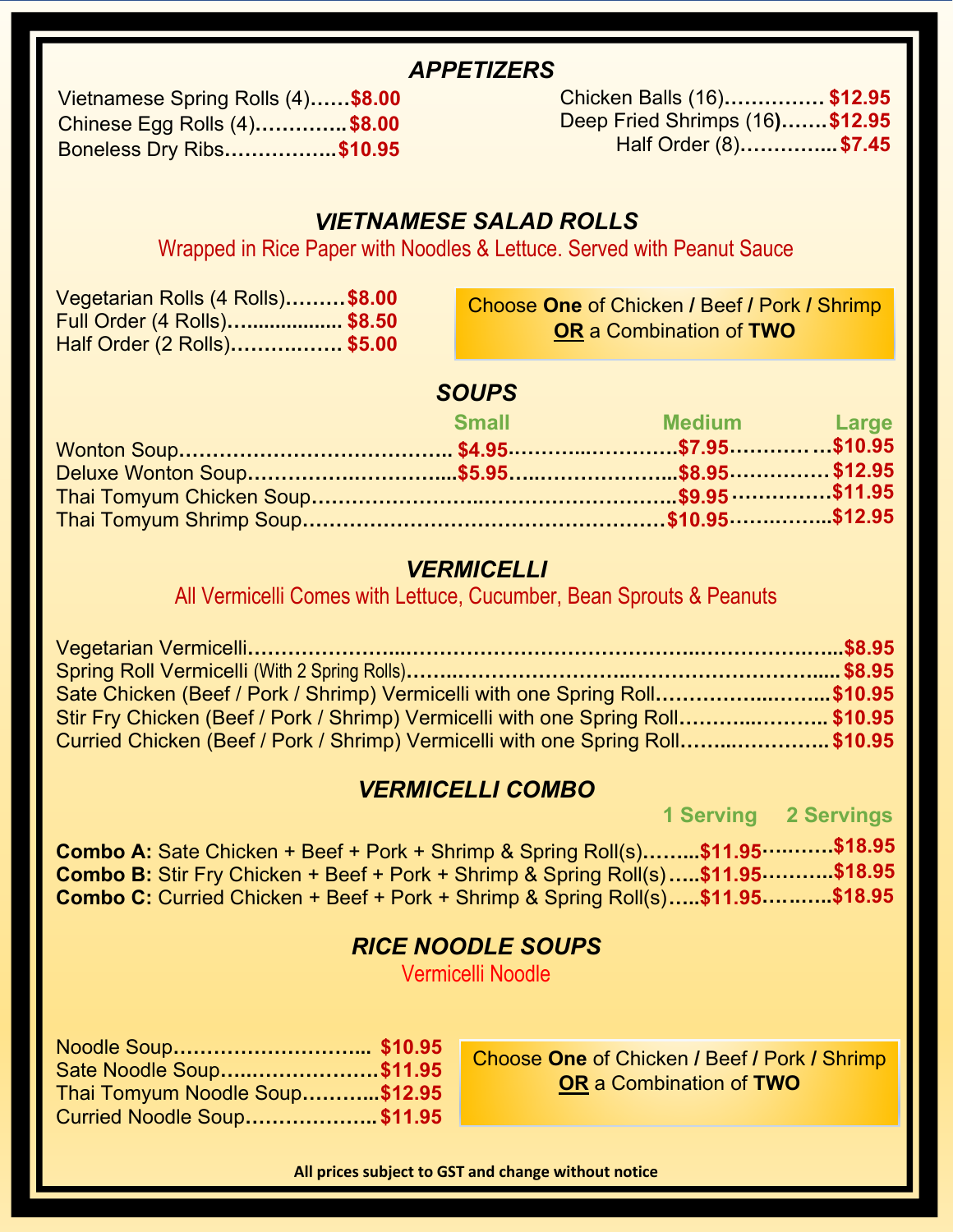## APPETIZERS

- Vietnamese Spring Rolls (4)……$8.00
- Chinese Egg Rolls (4)………….. $8.00
- Boneless Dry Ribs……………..$10.95
- Chicken Balls (16)…………… $12.95
- Deep Fried Shrimps (16)……. $12.95
  - Half Order (8)………….. $7.45

## VIETNAMESE SALAD ROLLS

Wrapped in Rice Paper with Noodles & Lettuce. Served with Peanut Sauce

- Vegetarian Rolls (4 Rolls)………$8.00
- Full Order (4 Rolls)……………… $8.50
- Half Order (2 Rolls)……………. $5.00

Choose **One** of Chicken / Beef / Pork / Shrimp
**OR** a Combination of **TWO**

## SOUPS

| | Small | Medium | Large |
|---|---|---|---|
| Wonton Soup | $4.95 | $7.95 | $10.95 |
| Deluxe Wonton Soup | $5.95 | $8.95 | $12.95 |
| Thai Tomyum Chicken Soup | | $9.95 | $11.95 |
| Thai Tomyum Shrimp Soup | | $10.95 | $12.95 |

## VERMICELLI

All Vermicelli Comes with Lettuce, Cucumber, Bean Sprouts & Peanuts

- Vegetarian Vermicelli…………………………………………………….$8.95
- Spring Roll Vermicelli (With 2 Spring Rolls)…………………………… $8.95
- Sate Chicken (Beef / Pork / Shrimp) Vermicelli with one Spring Roll………. $10.95
- Stir Fry Chicken (Beef / Pork / Shrimp) Vermicelli with one Spring Roll………. $10.95
- Curried Chicken (Beef / Pork / Shrimp) Vermicelli with one Spring Roll………. $10.95

## VERMICELLI COMBO

| | 1 Serving | 2 Servings |
|---|---|---|
| **Combo A:** Sate Chicken + Beef + Pork + Shrimp & Spring Roll(s) | $11.95 | $18.95 |
| **Combo B:** Stir Fry Chicken + Beef + Pork + Shrimp & Spring Roll(s) | $11.95 | $18.95 |
| **Combo C:** Curried Chicken + Beef + Pork + Shrimp & Spring Roll(s) | $11.95 | $18.95 |

## RICE NOODLE SOUPS

Vermicelli Noodle

- Noodle Soup……………………….. $10.95
- Sate Noodle Soup…………………$11.95
- Thai Tomyum Noodle Soup………..$12.95
- Curried Noodle Soup……………….. $11.95

Choose **One** of Chicken / Beef / Pork / Shrimp
**OR** a Combination of **TWO**

**All prices subject to GST and change without notice**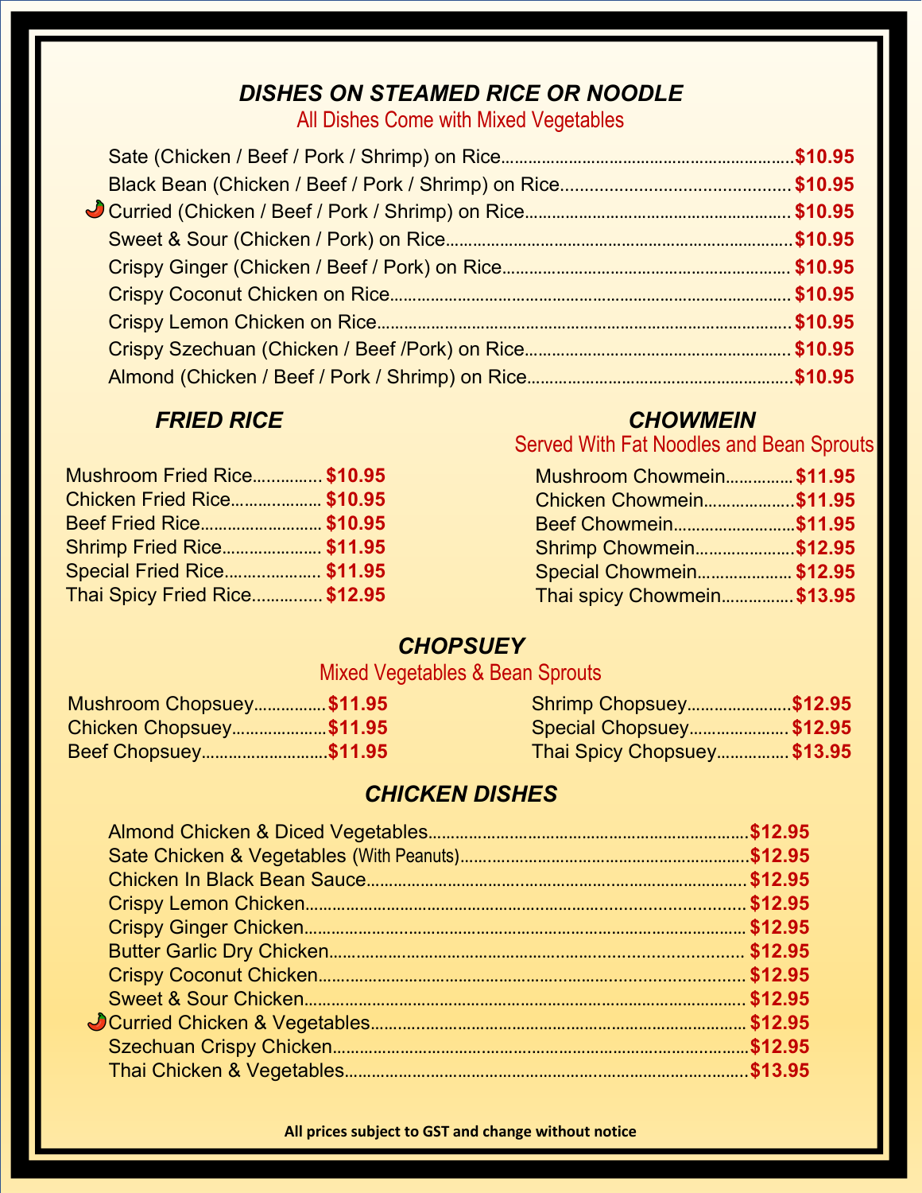## *DISHES ON STEAMED RICE OR NOODLE*

All Dishes Come with Mixed Vegetables

- Sate (Chicken / Beef / Pork / Shrimp) on Rice....... **$10.95**
- Black Bean (Chicken / Beef / Pork / Shrimp) on Rice....... **$10.95**
- Curried (Chicken / Beef / Pork / Shrimp) on Rice....... **$10.95**
- Sweet & Sour (Chicken / Pork) on Rice....... **$10.95**
- Crispy Ginger (Chicken / Beef / Pork) on Rice....... **$10.95**
- Crispy Coconut Chicken on Rice....... **$10.95**
- Crispy Lemon Chicken on Rice....... **$10.95**
- Crispy Szechuan (Chicken / Beef /Pork) on Rice....... **$10.95**
- Almond (Chicken / Beef / Pork / Shrimp) on Rice....... **$10.95**

## *FRIED RICE*

- Mushroom Fried Rice....... **$10.95**
- Chicken Fried Rice....... **$10.95**
- Beef Fried Rice....... **$10.95**
- Shrimp Fried Rice....... **$11.95**
- Special Fried Rice....... **$11.95**
- Thai Spicy Fried Rice....... **$12.95**

## *CHOWMEIN*

Served With Fat Noodles and Bean Sprouts

- Mushroom Chowmein....... **$11.95**
- Chicken Chowmein....... **$11.95**
- Beef Chowmein....... **$11.95**
- Shrimp Chowmein....... **$12.95**
- Special Chowmein....... **$12.95**
- Thai spicy Chowmein....... **$13.95**

## *CHOPSUEY*

Mixed Vegetables & Bean Sprouts

- Mushroom Chopsuey....... **$11.95**
- Chicken Chopsuey....... **$11.95**
- Beef Chopsuey....... **$11.95**
- Shrimp Chopsuey....... **$12.95**
- Special Chopsuey....... **$12.95**
- Thai Spicy Chopsuey....... **$13.95**

## *CHICKEN DISHES*

- Almond Chicken & Diced Vegetables....... **$12.95**
- Sate Chicken & Vegetables (With Peanuts)....... **$12.95**
- Chicken In Black Bean Sauce....... **$12.95**
- Crispy Lemon Chicken....... **$12.95**
- Crispy Ginger Chicken....... **$12.95**
- Butter Garlic Dry Chicken....... **$12.95**
- Crispy Coconut Chicken....... **$12.95**
- Sweet & Sour Chicken....... **$12.95**
- Curried Chicken & Vegetables....... **$12.95**
- Szechuan Crispy Chicken....... **$12.95**
- Thai Chicken & Vegetables....... **$13.95**

**All prices subject to GST and change without notice**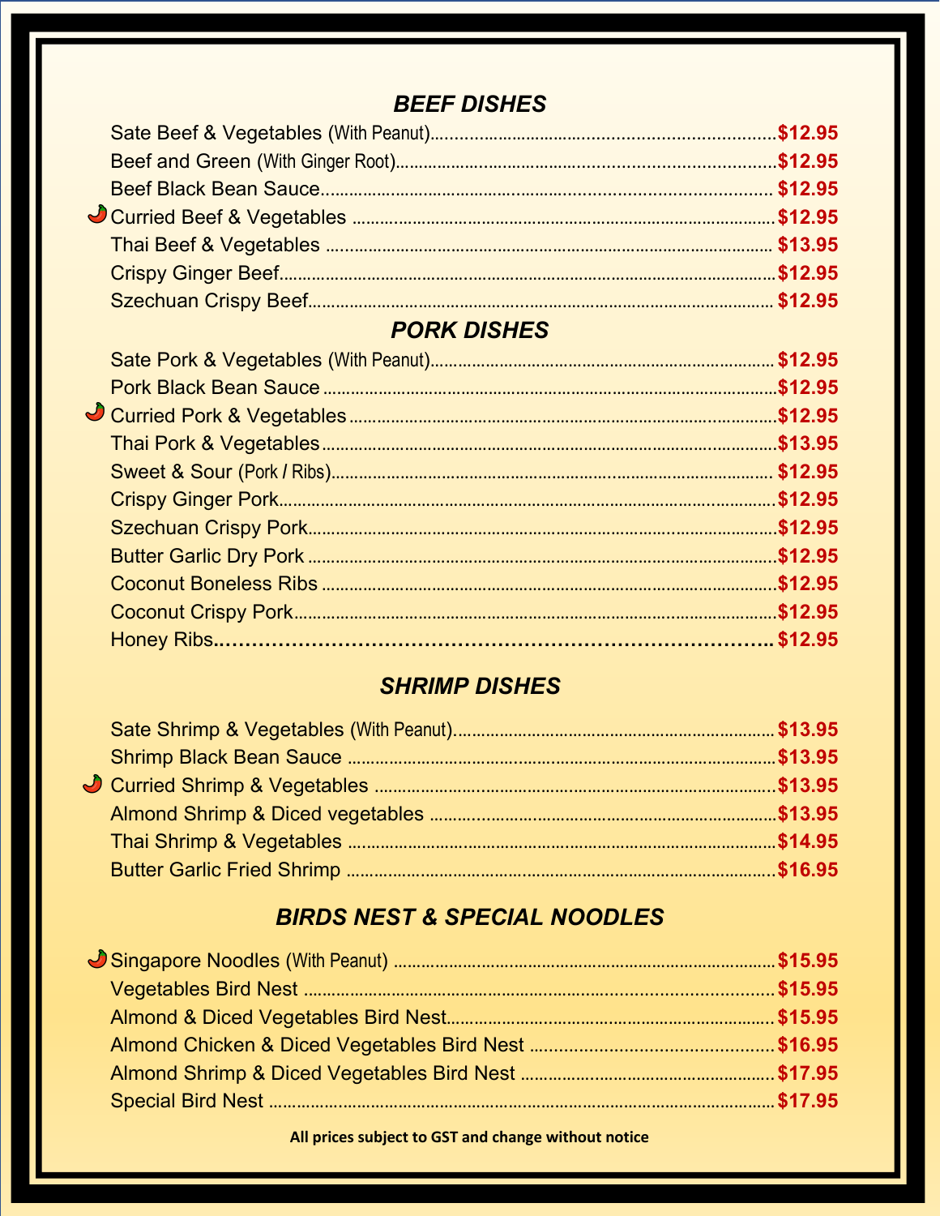## BEEF DISHES

- Sate Beef & Vegetables (With Peanut)....... $12.95
- Beef and Green (With Ginger Root)....... $12.95
- Beef Black Bean Sauce....... $12.95
- 🌶 Curried Beef & Vegetables ....... $12.95
- Thai Beef & Vegetables ....... $13.95
- Crispy Ginger Beef....... $12.95
- Szechuan Crispy Beef....... $12.95

## PORK DISHES

- Sate Pork & Vegetables (With Peanut)....... $12.95
- Pork Black Bean Sauce ....... $12.95
- 🌶 Curried Pork & Vegetables ....... $12.95
- Thai Pork & Vegetables....... $13.95
- Sweet & Sour (Pork / Ribs)....... $12.95
- Crispy Ginger Pork....... $12.95
- Szechuan Crispy Pork....... $12.95
- Butter Garlic Dry Pork ....... $12.95
- Coconut Boneless Ribs ....... $12.95
- Coconut Crispy Pork....... $12.95
- Honey Ribs....... $12.95

## SHRIMP DISHES

- Sate Shrimp & Vegetables (With Peanut)....... $13.95
- Shrimp Black Bean Sauce ....... $13.95
- 🌶 Curried Shrimp & Vegetables ....... $13.95
- Almond Shrimp & Diced vegetables ....... $13.95
- Thai Shrimp & Vegetables ....... $14.95
- Butter Garlic Fried Shrimp ....... $16.95

## BIRDS NEST & SPECIAL NOODLES

- 🌶 Singapore Noodles (With Peanut) ....... $15.95
- Vegetables Bird Nest ....... $15.95
- Almond & Diced Vegetables Bird Nest....... $15.95
- Almond Chicken & Diced Vegetables Bird Nest ....... $16.95
- Almond Shrimp & Diced Vegetables Bird Nest ....... $17.95
- Special Bird Nest ....... $17.95

**All prices subject to GST and change without notice**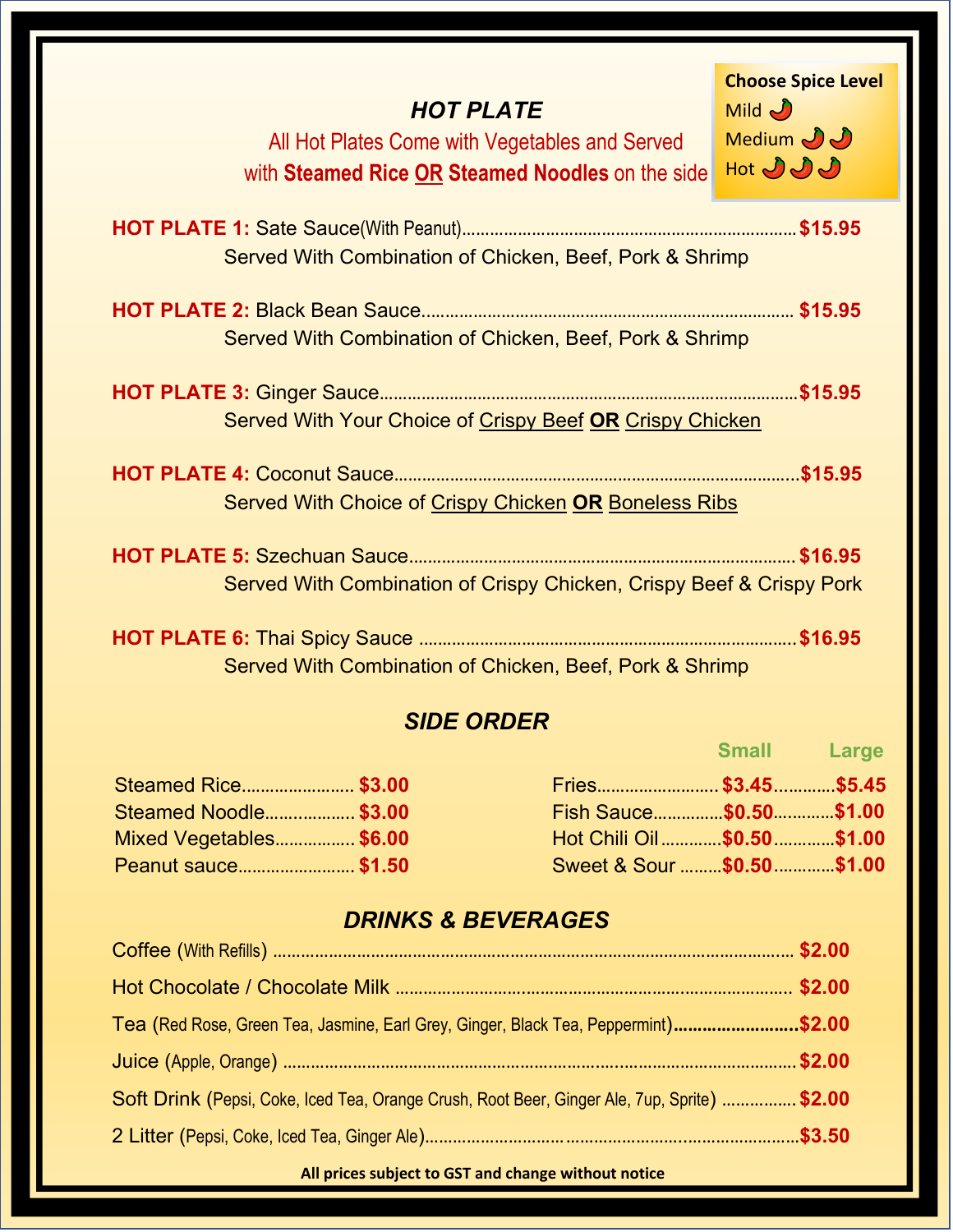## *HOT PLATE*

All Hot Plates Come with Vegetables and Served with **Steamed Rice** **OR** **Steamed Noodles** on the side

**Choose Spice Level**
Mild 🌶
Medium 🌶🌶
Hot 🌶🌶🌶

**HOT PLATE 1:** Sate Sauce(With Peanut)........................................ **$15.95**
Served With Combination of Chicken, Beef, Pork & Shrimp

**HOT PLATE 2:** Black Bean Sauce........................................ **$15.95**
Served With Combination of Chicken, Beef, Pork & Shrimp

**HOT PLATE 3:** Ginger Sauce........................................ **$15.95**
Served With Your Choice of Crispy Beef **OR** Crispy Chicken

**HOT PLATE 4:** Coconut Sauce........................................ **$15.95**
Served With Choice of Crispy Chicken **OR** Boneless Ribs

**HOT PLATE 5:** Szechuan Sauce........................................ **$16.95**
Served With Combination of Crispy Chicken, Crispy Beef & Crispy Pork

**HOT PLATE 6:** Thai Spicy Sauce ........................................ **$16.95**
Served With Combination of Chicken, Beef, Pork & Shrimp

## *SIDE ORDER*

Steamed Rice........................ **$3.00**
Steamed Noodle.................. **$3.00**
Mixed Vegetables................ **$6.00**
Peanut sauce........................ **$1.50**

| | Small | Large |
|---|---|---|
| Fries | $3.45 | $5.45 |
| Fish Sauce | $0.50 | $1.00 |
| Hot Chili Oil | $0.50 | $1.00 |
| Sweet & Sour | $0.50 | $1.00 |

## *DRINKS & BEVERAGES*

Coffee (With Refills) ........................................ **$2.00**

Hot Chocolate / Chocolate Milk ........................................ **$2.00**

Tea (Red Rose, Green Tea, Jasmine, Earl Grey, Ginger, Black Tea, Peppermint)........................ **$2.00**

Juice (Apple, Orange) ........................................ **$2.00**

Soft Drink (Pepsi, Coke, Iced Tea, Orange Crush, Root Beer, Ginger Ale, 7up, Sprite) ................ **$2.00**

2 Litter (Pepsi, Coke, Iced Tea, Ginger Ale)........................................ **$3.50**

**All prices subject to GST and change without notice**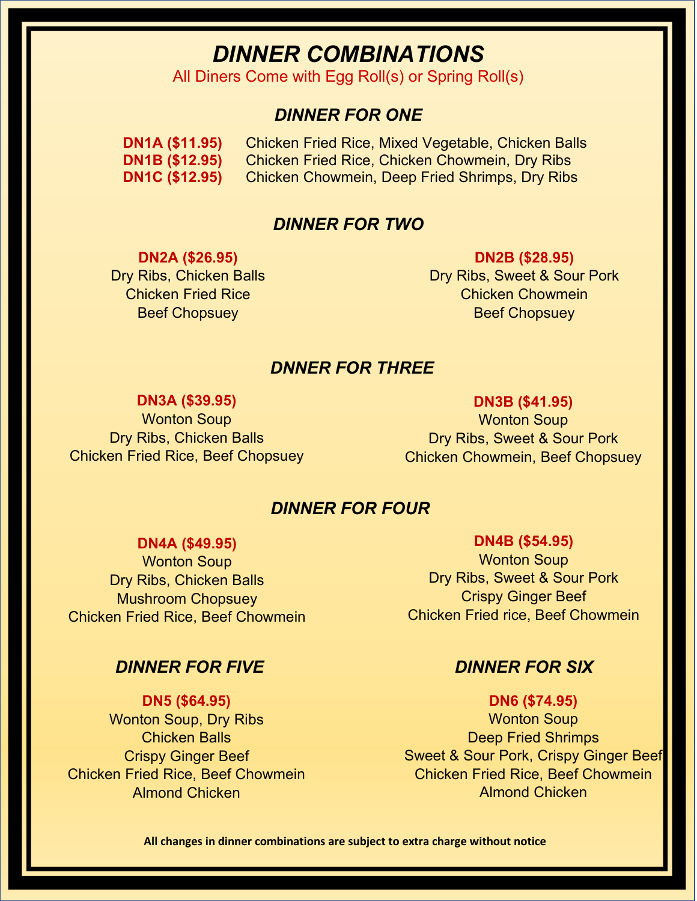# *DINNER COMBINATIONS*

All Diners Come with Egg Roll(s) or Spring Roll(s)

## *DINNER FOR ONE*

**DN1A ($11.95)** Chicken Fried Rice, Mixed Vegetable, Chicken Balls
**DN1B ($12.95)** Chicken Fried Rice, Chicken Chowmein, Dry Ribs
**DN1C ($12.95)** Chicken Chowmein, Deep Fried Shrimps, Dry Ribs

## *DINNER FOR TWO*

**DN2A ($26.95)**
Dry Ribs, Chicken Balls
Chicken Fried Rice
Beef Chopsuey

**DN2B ($28.95)**
Dry Ribs, Sweet & Sour Pork
Chicken Chowmein
Beef Chopsuey

## *DNNER FOR THREE*

**DN3A ($39.95)**
Wonton Soup
Dry Ribs, Chicken Balls
Chicken Fried Rice, Beef Chopsuey

**DN3B ($41.95)**
Wonton Soup
Dry Ribs, Sweet & Sour Pork
Chicken Chowmein, Beef Chopsuey

## *DINNER FOR FOUR*

**DN4A ($49.95)**
Wonton Soup
Dry Ribs, Chicken Balls
Mushroom Chopsuey
Chicken Fried Rice, Beef Chowmein

**DN4B ($54.95)**
Wonton Soup
Dry Ribs, Sweet & Sour Pork
Crispy Ginger Beef
Chicken Fried rice, Beef Chowmein

## *DINNER FOR FIVE*

**DN5 ($64.95)**
Wonton Soup, Dry Ribs
Chicken Balls
Crispy Ginger Beef
Chicken Fried Rice, Beef Chowmein
Almond Chicken

## *DINNER FOR SIX*

**DN6 ($74.95)**
Wonton Soup
Deep Fried Shrimps
Sweet & Sour Pork, Crispy Ginger Beef
Chicken Fried Rice, Beef Chowmein
Almond Chicken

**All changes in dinner combinations are subject to extra charge without notice**